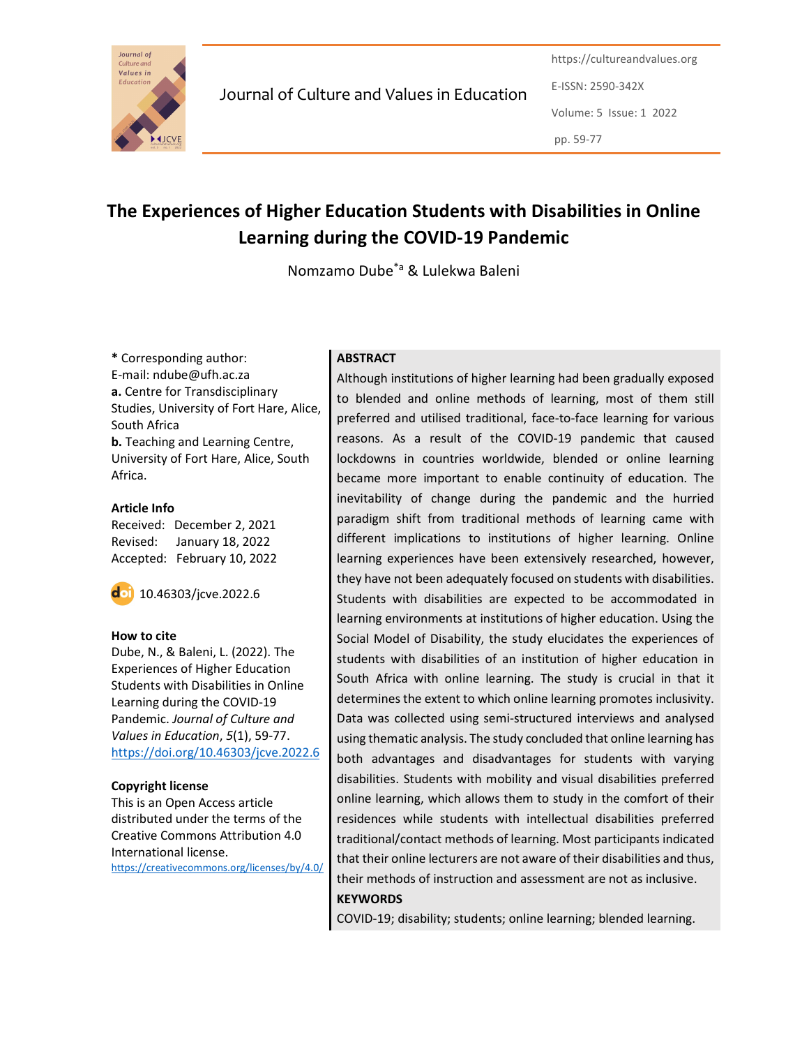Journal of Culture and Values in Education

https://cultureandvalues.org

E-ISSN: 2590-342X

Volume: 5 Issue: 1 2022

pp. 59-77

# The Experiences of Higher Education Students with Disabilities in Online Learning during the COVID-19 Pandemic

Nomzamo Dube[*a] & Lulekwa Baleni

**\*** Corresponding author:
E-mail: ndube@ufh.ac.za

**a.** Centre for Transdisciplinary Studies, University of Fort Hare, Alice, South Africa

**b.** Teaching and Learning Centre, University of Fort Hare, Alice, South Africa.

**Article Info**

Received: December 2, 2021
Revised: January 18, 2022
Accepted: February 10, 2022

10.46303/jcve.2022.6

**How to cite**

Dube, N., & Baleni, L. (2022). The Experiences of Higher Education Students with Disabilities in Online Learning during the COVID-19 Pandemic. *Journal of Culture and Values in Education*, *5*(1), 59-77. https://doi.org/10.46303/jcve.2022.6

**Copyright license**

This is an Open Access article distributed under the terms of the Creative Commons Attribution 4.0 International license.
https://creativecommons.org/licenses/by/4.0/

**ABSTRACT**

Although institutions of higher learning had been gradually exposed to blended and online methods of learning, most of them still preferred and utilised traditional, face-to-face learning for various reasons. As a result of the COVID-19 pandemic that caused lockdowns in countries worldwide, blended or online learning became more important to enable continuity of education. The inevitability of change during the pandemic and the hurried paradigm shift from traditional methods of learning came with different implications to institutions of higher learning. Online learning experiences have been extensively researched, however, they have not been adequately focused on students with disabilities. Students with disabilities are expected to be accommodated in learning environments at institutions of higher education. Using the Social Model of Disability, the study elucidates the experiences of students with disabilities of an institution of higher education in South Africa with online learning. The study is crucial in that it determines the extent to which online learning promotes inclusivity. Data was collected using semi-structured interviews and analysed using thematic analysis. The study concluded that online learning has both advantages and disadvantages for students with varying disabilities. Students with mobility and visual disabilities preferred online learning, which allows them to study in the comfort of their residences while students with intellectual disabilities preferred traditional/contact methods of learning. Most participants indicated that their online lecturers are not aware of their disabilities and thus, their methods of instruction and assessment are not as inclusive.

**KEYWORDS**

COVID-19; disability; students; online learning; blended learning.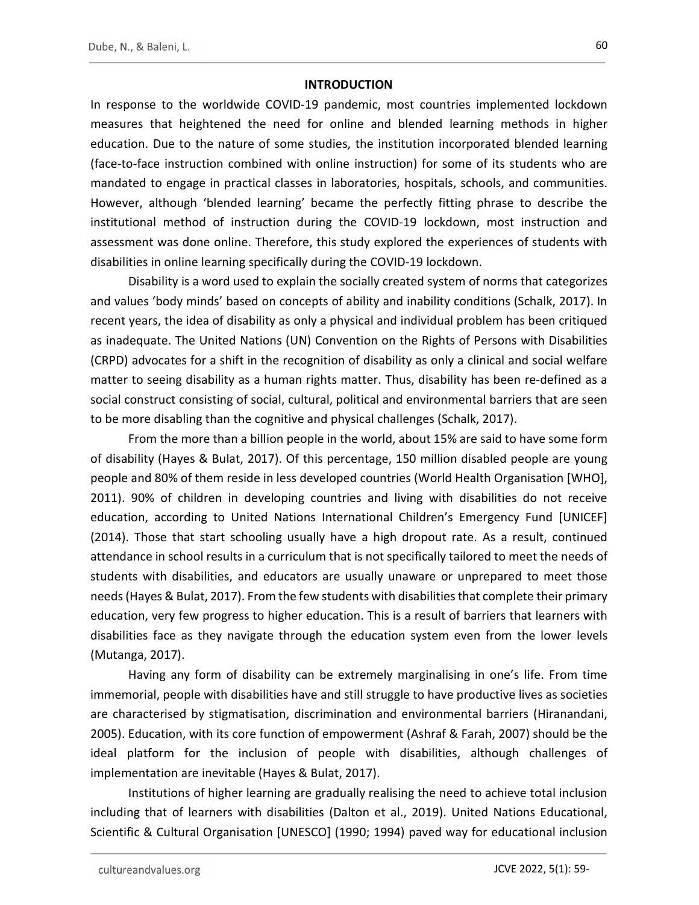## INTRODUCTION

In response to the worldwide COVID-19 pandemic, most countries implemented lockdown measures that heightened the need for online and blended learning methods in higher education. Due to the nature of some studies, the institution incorporated blended learning (face-to-face instruction combined with online instruction) for some of its students who are mandated to engage in practical classes in laboratories, hospitals, schools, and communities. However, although 'blended learning' became the perfectly fitting phrase to describe the institutional method of instruction during the COVID-19 lockdown, most instruction and assessment was done online. Therefore, this study explored the experiences of students with disabilities in online learning specifically during the COVID-19 lockdown.

Disability is a word used to explain the socially created system of norms that categorizes and values 'body minds' based on concepts of ability and inability conditions (Schalk, 2017). In recent years, the idea of disability as only a physical and individual problem has been critiqued as inadequate. The United Nations (UN) Convention on the Rights of Persons with Disabilities (CRPD) advocates for a shift in the recognition of disability as only a clinical and social welfare matter to seeing disability as a human rights matter. Thus, disability has been re-defined as a social construct consisting of social, cultural, political and environmental barriers that are seen to be more disabling than the cognitive and physical challenges (Schalk, 2017).

From the more than a billion people in the world, about 15% are said to have some form of disability (Hayes & Bulat, 2017). Of this percentage, 150 million disabled people are young people and 80% of them reside in less developed countries (World Health Organisation [WHO], 2011). 90% of children in developing countries and living with disabilities do not receive education, according to United Nations International Children's Emergency Fund [UNICEF] (2014). Those that start schooling usually have a high dropout rate. As a result, continued attendance in school results in a curriculum that is not specifically tailored to meet the needs of students with disabilities, and educators are usually unaware or unprepared to meet those needs (Hayes & Bulat, 2017). From the few students with disabilities that complete their primary education, very few progress to higher education. This is a result of barriers that learners with disabilities face as they navigate through the education system even from the lower levels (Mutanga, 2017).

Having any form of disability can be extremely marginalising in one's life. From time immemorial, people with disabilities have and still struggle to have productive lives as societies are characterised by stigmatisation, discrimination and environmental barriers (Hiranandani, 2005). Education, with its core function of empowerment (Ashraf & Farah, 2007) should be the ideal platform for the inclusion of people with disabilities, although challenges of implementation are inevitable (Hayes & Bulat, 2017).

Institutions of higher learning are gradually realising the need to achieve total inclusion including that of learners with disabilities (Dalton et al., 2019). United Nations Educational, Scientific & Cultural Organisation [UNESCO] (1990; 1994) paved way for educational inclusion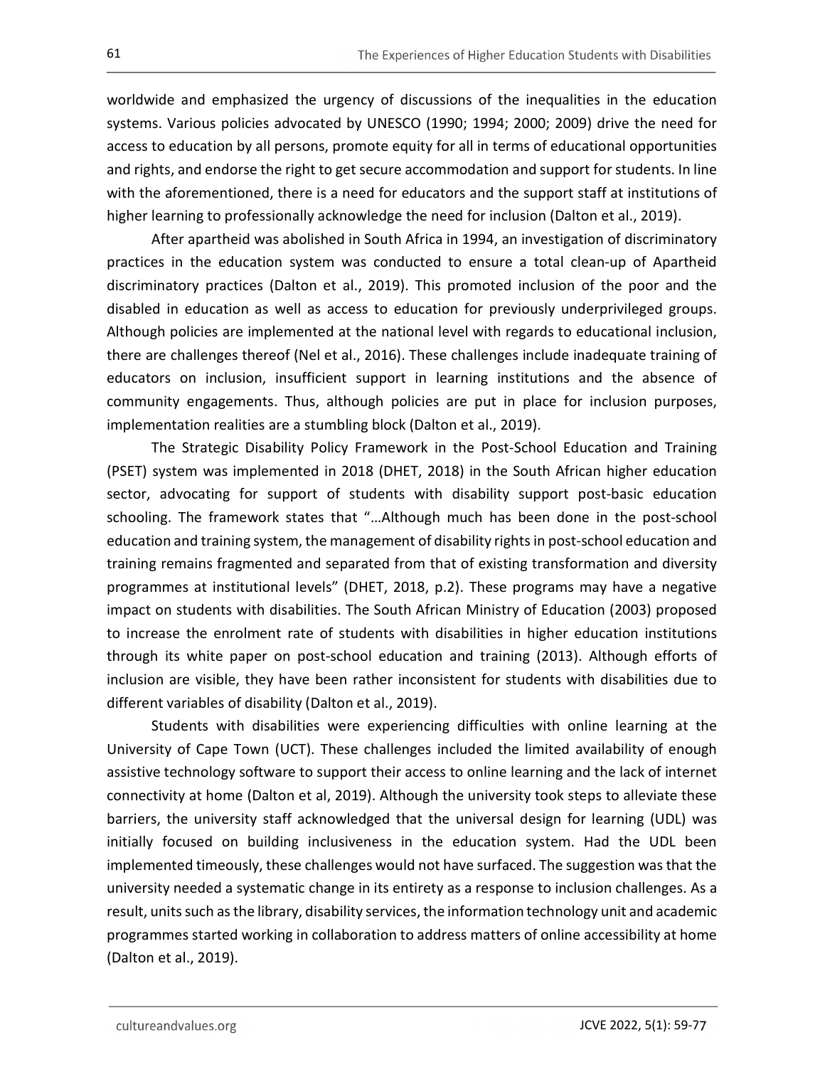worldwide and emphasized the urgency of discussions of the inequalities in the education systems. Various policies advocated by UNESCO (1990; 1994; 2000; 2009) drive the need for access to education by all persons, promote equity for all in terms of educational opportunities and rights, and endorse the right to get secure accommodation and support for students. In line with the aforementioned, there is a need for educators and the support staff at institutions of higher learning to professionally acknowledge the need for inclusion (Dalton et al., 2019).

After apartheid was abolished in South Africa in 1994, an investigation of discriminatory practices in the education system was conducted to ensure a total clean-up of Apartheid discriminatory practices (Dalton et al., 2019). This promoted inclusion of the poor and the disabled in education as well as access to education for previously underprivileged groups. Although policies are implemented at the national level with regards to educational inclusion, there are challenges thereof (Nel et al., 2016). These challenges include inadequate training of educators on inclusion, insufficient support in learning institutions and the absence of community engagements. Thus, although policies are put in place for inclusion purposes, implementation realities are a stumbling block (Dalton et al., 2019).

The Strategic Disability Policy Framework in the Post-School Education and Training (PSET) system was implemented in 2018 (DHET, 2018) in the South African higher education sector, advocating for support of students with disability support post-basic education schooling. The framework states that "…Although much has been done in the post-school education and training system, the management of disability rights in post-school education and training remains fragmented and separated from that of existing transformation and diversity programmes at institutional levels" (DHET, 2018, p.2). These programs may have a negative impact on students with disabilities. The South African Ministry of Education (2003) proposed to increase the enrolment rate of students with disabilities in higher education institutions through its white paper on post-school education and training (2013). Although efforts of inclusion are visible, they have been rather inconsistent for students with disabilities due to different variables of disability (Dalton et al., 2019).

Students with disabilities were experiencing difficulties with online learning at the University of Cape Town (UCT). These challenges included the limited availability of enough assistive technology software to support their access to online learning and the lack of internet connectivity at home (Dalton et al, 2019). Although the university took steps to alleviate these barriers, the university staff acknowledged that the universal design for learning (UDL) was initially focused on building inclusiveness in the education system. Had the UDL been implemented timeously, these challenges would not have surfaced. The suggestion was that the university needed a systematic change in its entirety as a response to inclusion challenges. As a result, units such as the library, disability services, the information technology unit and academic programmes started working in collaboration to address matters of online accessibility at home (Dalton et al., 2019).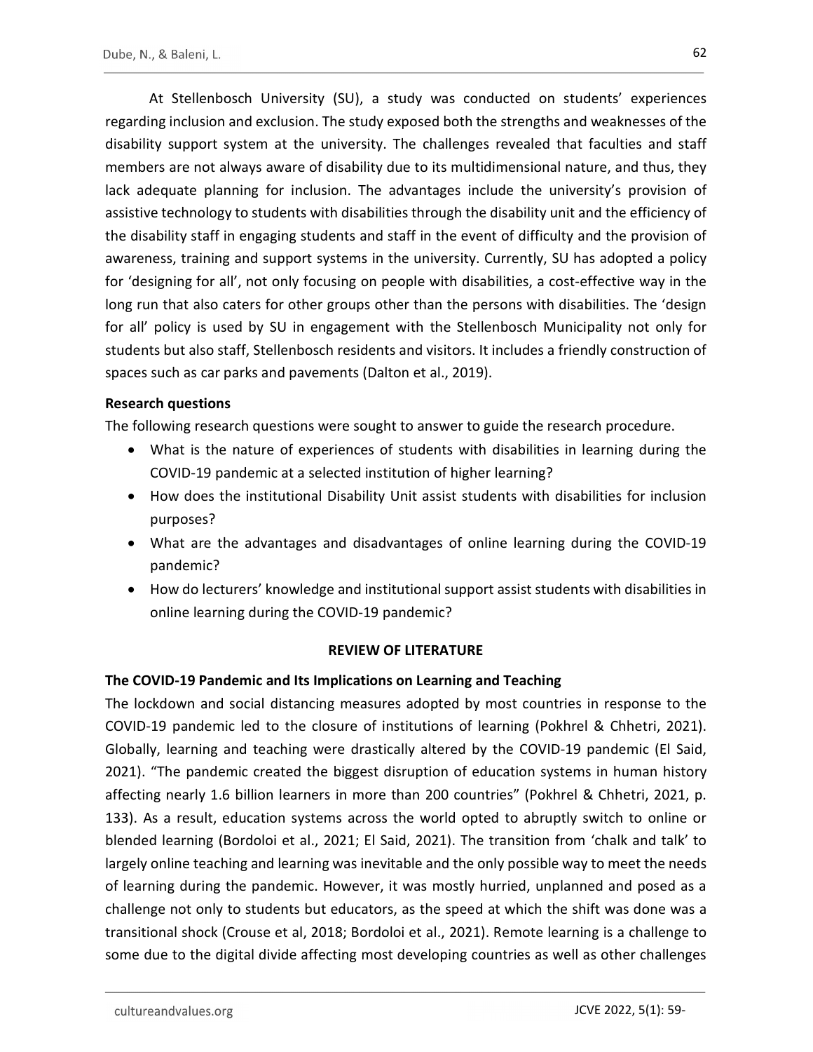At Stellenbosch University (SU), a study was conducted on students' experiences regarding inclusion and exclusion. The study exposed both the strengths and weaknesses of the disability support system at the university. The challenges revealed that faculties and staff members are not always aware of disability due to its multidimensional nature, and thus, they lack adequate planning for inclusion. The advantages include the university's provision of assistive technology to students with disabilities through the disability unit and the efficiency of the disability staff in engaging students and staff in the event of difficulty and the provision of awareness, training and support systems in the university. Currently, SU has adopted a policy for 'designing for all', not only focusing on people with disabilities, a cost-effective way in the long run that also caters for other groups other than the persons with disabilities. The 'design for all' policy is used by SU in engagement with the Stellenbosch Municipality not only for students but also staff, Stellenbosch residents and visitors. It includes a friendly construction of spaces such as car parks and pavements (Dalton et al., 2019).

**Research questions**

The following research questions were sought to answer to guide the research procedure.

- What is the nature of experiences of students with disabilities in learning during the COVID-19 pandemic at a selected institution of higher learning?
- How does the institutional Disability Unit assist students with disabilities for inclusion purposes?
- What are the advantages and disadvantages of online learning during the COVID-19 pandemic?
- How do lecturers' knowledge and institutional support assist students with disabilities in online learning during the COVID-19 pandemic?

## REVIEW OF LITERATURE

### The COVID-19 Pandemic and Its Implications on Learning and Teaching

The lockdown and social distancing measures adopted by most countries in response to the COVID-19 pandemic led to the closure of institutions of learning (Pokhrel & Chhetri, 2021). Globally, learning and teaching were drastically altered by the COVID-19 pandemic (El Said, 2021). "The pandemic created the biggest disruption of education systems in human history affecting nearly 1.6 billion learners in more than 200 countries" (Pokhrel & Chhetri, 2021, p. 133). As a result, education systems across the world opted to abruptly switch to online or blended learning (Bordoloi et al., 2021; El Said, 2021). The transition from 'chalk and talk' to largely online teaching and learning was inevitable and the only possible way to meet the needs of learning during the pandemic. However, it was mostly hurried, unplanned and posed as a challenge not only to students but educators, as the speed at which the shift was done was a transitional shock (Crouse et al, 2018; Bordoloi et al., 2021). Remote learning is a challenge to some due to the digital divide affecting most developing countries as well as other challenges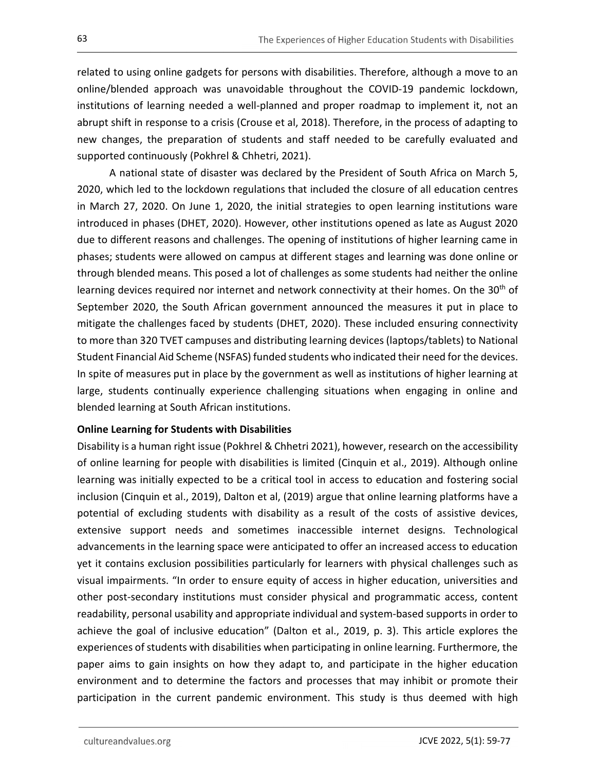related to using online gadgets for persons with disabilities. Therefore, although a move to an online/blended approach was unavoidable throughout the COVID-19 pandemic lockdown, institutions of learning needed a well-planned and proper roadmap to implement it, not an abrupt shift in response to a crisis (Crouse et al, 2018). Therefore, in the process of adapting to new changes, the preparation of students and staff needed to be carefully evaluated and supported continuously (Pokhrel & Chhetri, 2021).

A national state of disaster was declared by the President of South Africa on March 5, 2020, which led to the lockdown regulations that included the closure of all education centres in March 27, 2020. On June 1, 2020, the initial strategies to open learning institutions ware introduced in phases (DHET, 2020). However, other institutions opened as late as August 2020 due to different reasons and challenges. The opening of institutions of higher learning came in phases; students were allowed on campus at different stages and learning was done online or through blended means. This posed a lot of challenges as some students had neither the online learning devices required nor internet and network connectivity at their homes. On the 30th of September 2020, the South African government announced the measures it put in place to mitigate the challenges faced by students (DHET, 2020). These included ensuring connectivity to more than 320 TVET campuses and distributing learning devices (laptops/tablets) to National Student Financial Aid Scheme (NSFAS) funded students who indicated their need for the devices. In spite of measures put in place by the government as well as institutions of higher learning at large, students continually experience challenging situations when engaging in online and blended learning at South African institutions.

**Online Learning for Students with Disabilities**

Disability is a human right issue (Pokhrel & Chhetri 2021), however, research on the accessibility of online learning for people with disabilities is limited (Cinquin et al., 2019). Although online learning was initially expected to be a critical tool in access to education and fostering social inclusion (Cinquin et al., 2019), Dalton et al, (2019) argue that online learning platforms have a potential of excluding students with disability as a result of the costs of assistive devices, extensive support needs and sometimes inaccessible internet designs. Technological advancements in the learning space were anticipated to offer an increased access to education yet it contains exclusion possibilities particularly for learners with physical challenges such as visual impairments. "In order to ensure equity of access in higher education, universities and other post-secondary institutions must consider physical and programmatic access, content readability, personal usability and appropriate individual and system-based supports in order to achieve the goal of inclusive education" (Dalton et al., 2019, p. 3). This article explores the experiences of students with disabilities when participating in online learning. Furthermore, the paper aims to gain insights on how they adapt to, and participate in the higher education environment and to determine the factors and processes that may inhibit or promote their participation in the current pandemic environment. This study is thus deemed with high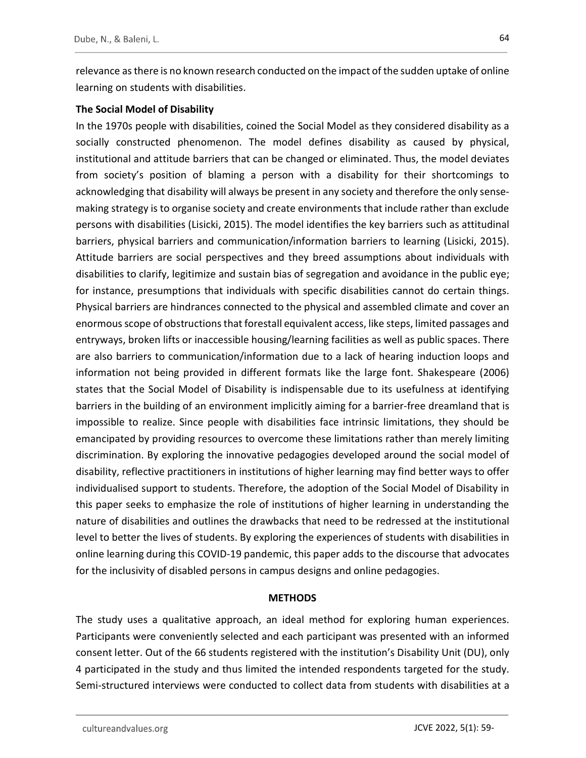relevance as there is no known research conducted on the impact of the sudden uptake of online learning on students with disabilities.

**The Social Model of Disability**

In the 1970s people with disabilities, coined the Social Model as they considered disability as a socially constructed phenomenon. The model defines disability as caused by physical, institutional and attitude barriers that can be changed or eliminated. Thus, the model deviates from society's position of blaming a person with a disability for their shortcomings to acknowledging that disability will always be present in any society and therefore the only sense-making strategy is to organise society and create environments that include rather than exclude persons with disabilities (Lisicki, 2015). The model identifies the key barriers such as attitudinal barriers, physical barriers and communication/information barriers to learning (Lisicki, 2015). Attitude barriers are social perspectives and they breed assumptions about individuals with disabilities to clarify, legitimize and sustain bias of segregation and avoidance in the public eye; for instance, presumptions that individuals with specific disabilities cannot do certain things. Physical barriers are hindrances connected to the physical and assembled climate and cover an enormous scope of obstructions that forestall equivalent access, like steps, limited passages and entryways, broken lifts or inaccessible housing/learning facilities as well as public spaces. There are also barriers to communication/information due to a lack of hearing induction loops and information not being provided in different formats like the large font. Shakespeare (2006) states that the Social Model of Disability is indispensable due to its usefulness at identifying barriers in the building of an environment implicitly aiming for a barrier-free dreamland that is impossible to realize. Since people with disabilities face intrinsic limitations, they should be emancipated by providing resources to overcome these limitations rather than merely limiting discrimination. By exploring the innovative pedagogies developed around the social model of disability, reflective practitioners in institutions of higher learning may find better ways to offer individualised support to students. Therefore, the adoption of the Social Model of Disability in this paper seeks to emphasize the role of institutions of higher learning in understanding the nature of disabilities and outlines the drawbacks that need to be redressed at the institutional level to better the lives of students. By exploring the experiences of students with disabilities in online learning during this COVID-19 pandemic, this paper adds to the discourse that advocates for the inclusivity of disabled persons in campus designs and online pedagogies.

## METHODS

The study uses a qualitative approach, an ideal method for exploring human experiences. Participants were conveniently selected and each participant was presented with an informed consent letter. Out of the 66 students registered with the institution's Disability Unit (DU), only 4 participated in the study and thus limited the intended respondents targeted for the study. Semi-structured interviews were conducted to collect data from students with disabilities at a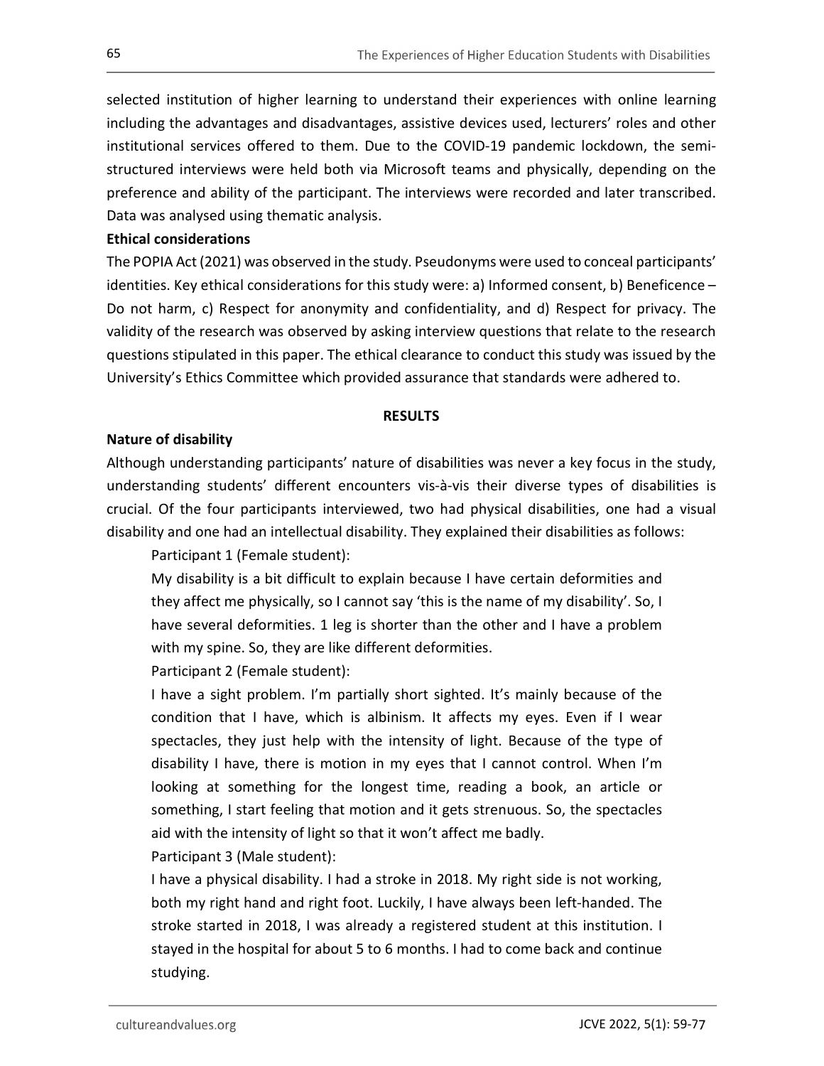selected institution of higher learning to understand their experiences with online learning including the advantages and disadvantages, assistive devices used, lecturers' roles and other institutional services offered to them. Due to the COVID-19 pandemic lockdown, the semi-structured interviews were held both via Microsoft teams and physically, depending on the preference and ability of the participant. The interviews were recorded and later transcribed. Data was analysed using thematic analysis.

**Ethical considerations**

The POPIA Act (2021) was observed in the study. Pseudonyms were used to conceal participants' identities. Key ethical considerations for this study were: a) Informed consent, b) Beneficence – Do not harm, c) Respect for anonymity and confidentiality, and d) Respect for privacy. The validity of the research was observed by asking interview questions that relate to the research questions stipulated in this paper. The ethical clearance to conduct this study was issued by the University's Ethics Committee which provided assurance that standards were adhered to.

## RESULTS

**Nature of disability**

Although understanding participants' nature of disabilities was never a key focus in the study, understanding students' different encounters vis-à-vis their diverse types of disabilities is crucial. Of the four participants interviewed, two had physical disabilities, one had a visual disability and one had an intellectual disability. They explained their disabilities as follows:

> Participant 1 (Female student):
>
> My disability is a bit difficult to explain because I have certain deformities and they affect me physically, so I cannot say 'this is the name of my disability'. So, I have several deformities. 1 leg is shorter than the other and I have a problem with my spine. So, they are like different deformities.
>
> Participant 2 (Female student):
>
> I have a sight problem. I'm partially short sighted. It's mainly because of the condition that I have, which is albinism. It affects my eyes. Even if I wear spectacles, they just help with the intensity of light. Because of the type of disability I have, there is motion in my eyes that I cannot control. When I'm looking at something for the longest time, reading a book, an article or something, I start feeling that motion and it gets strenuous. So, the spectacles aid with the intensity of light so that it won't affect me badly.
>
> Participant 3 (Male student):
>
> I have a physical disability. I had a stroke in 2018. My right side is not working, both my right hand and right foot. Luckily, I have always been left-handed. The stroke started in 2018, I was already a registered student at this institution. I stayed in the hospital for about 5 to 6 months. I had to come back and continue studying.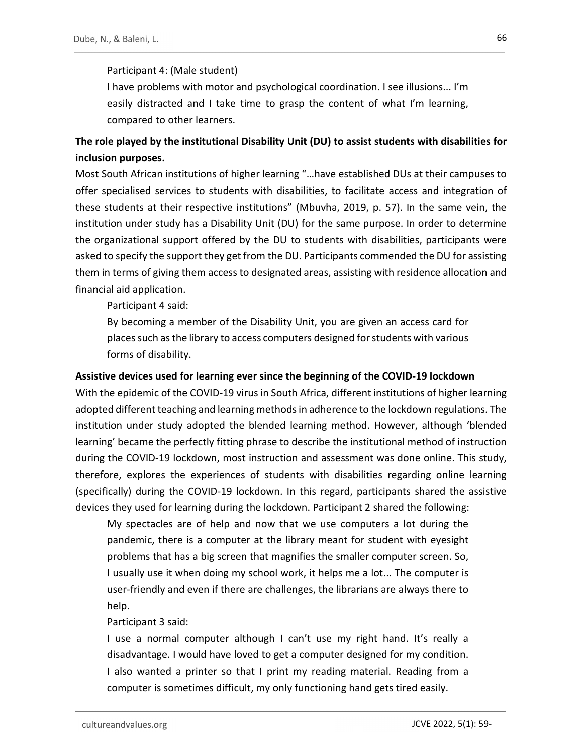Participant 4: (Male student)

> I have problems with motor and psychological coordination. I see illusions... I'm easily distracted and I take time to grasp the content of what I'm learning, compared to other learners.

**The role played by the institutional Disability Unit (DU) to assist students with disabilities for inclusion purposes.**

Most South African institutions of higher learning "…have established DUs at their campuses to offer specialised services to students with disabilities, to facilitate access and integration of these students at their respective institutions" (Mbuvha, 2019, p. 57). In the same vein, the institution under study has a Disability Unit (DU) for the same purpose. In order to determine the organizational support offered by the DU to students with disabilities, participants were asked to specify the support they get from the DU. Participants commended the DU for assisting them in terms of giving them access to designated areas, assisting with residence allocation and financial aid application.

Participant 4 said:

> By becoming a member of the Disability Unit, you are given an access card for places such as the library to access computers designed for students with various forms of disability.

**Assistive devices used for learning ever since the beginning of the COVID-19 lockdown**

With the epidemic of the COVID-19 virus in South Africa, different institutions of higher learning adopted different teaching and learning methods in adherence to the lockdown regulations. The institution under study adopted the blended learning method. However, although 'blended learning' became the perfectly fitting phrase to describe the institutional method of instruction during the COVID-19 lockdown, most instruction and assessment was done online. This study, therefore, explores the experiences of students with disabilities regarding online learning (specifically) during the COVID-19 lockdown. In this regard, participants shared the assistive devices they used for learning during the lockdown. Participant 2 shared the following:

> My spectacles are of help and now that we use computers a lot during the pandemic, there is a computer at the library meant for student with eyesight problems that has a big screen that magnifies the smaller computer screen. So, I usually use it when doing my school work, it helps me a lot... The computer is user-friendly and even if there are challenges, the librarians are always there to help.

Participant 3 said:

> I use a normal computer although I can't use my right hand. It's really a disadvantage. I would have loved to get a computer designed for my condition. I also wanted a printer so that I print my reading material. Reading from a computer is sometimes difficult, my only functioning hand gets tired easily.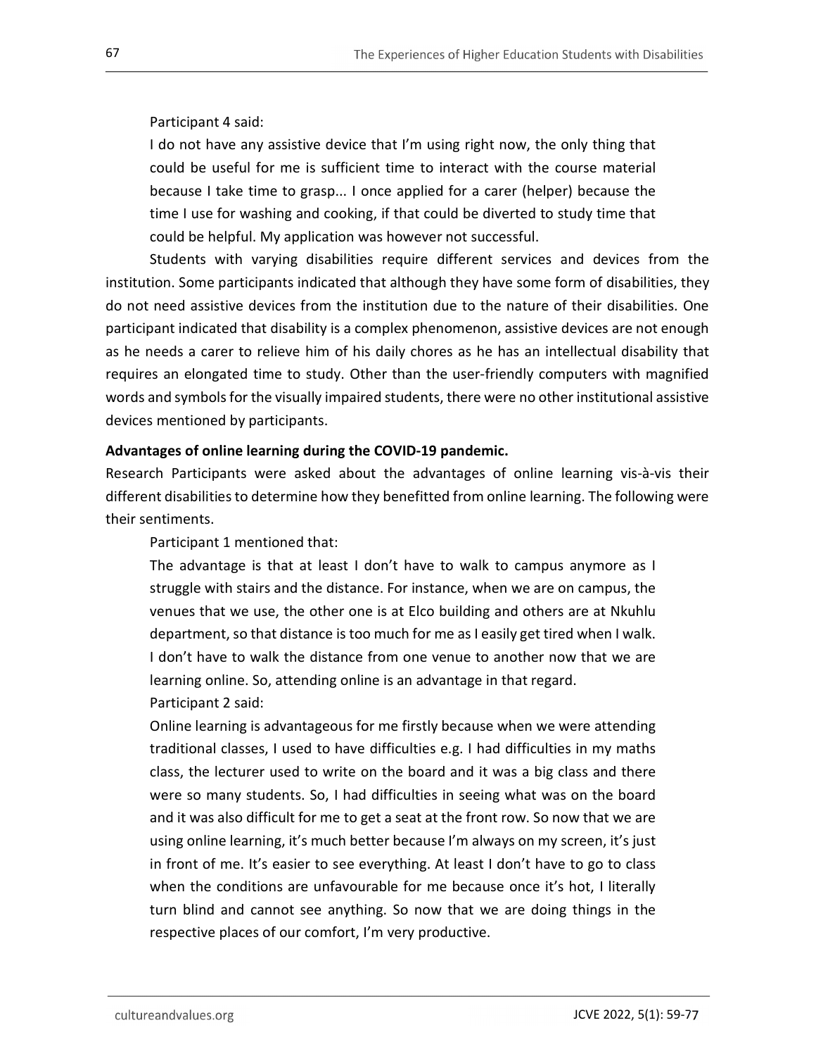Participant 4 said:

> I do not have any assistive device that I'm using right now, the only thing that could be useful for me is sufficient time to interact with the course material because I take time to grasp... I once applied for a carer (helper) because the time I use for washing and cooking, if that could be diverted to study time that could be helpful. My application was however not successful.

Students with varying disabilities require different services and devices from the institution. Some participants indicated that although they have some form of disabilities, they do not need assistive devices from the institution due to the nature of their disabilities. One participant indicated that disability is a complex phenomenon, assistive devices are not enough as he needs a carer to relieve him of his daily chores as he has an intellectual disability that requires an elongated time to study. Other than the user-friendly computers with magnified words and symbols for the visually impaired students, there were no other institutional assistive devices mentioned by participants.

**Advantages of online learning during the COVID-19 pandemic.**

Research Participants were asked about the advantages of online learning vis-à-vis their different disabilities to determine how they benefitted from online learning. The following were their sentiments.

Participant 1 mentioned that:

> The advantage is that at least I don't have to walk to campus anymore as I struggle with stairs and the distance. For instance, when we are on campus, the venues that we use, the other one is at Elco building and others are at Nkuhlu department, so that distance is too much for me as I easily get tired when I walk. I don't have to walk the distance from one venue to another now that we are learning online. So, attending online is an advantage in that regard.

Participant 2 said:

> Online learning is advantageous for me firstly because when we were attending traditional classes, I used to have difficulties e.g. I had difficulties in my maths class, the lecturer used to write on the board and it was a big class and there were so many students. So, I had difficulties in seeing what was on the board and it was also difficult for me to get a seat at the front row. So now that we are using online learning, it's much better because I'm always on my screen, it's just in front of me. It's easier to see everything. At least I don't have to go to class when the conditions are unfavourable for me because once it's hot, I literally turn blind and cannot see anything. So now that we are doing things in the respective places of our comfort, I'm very productive.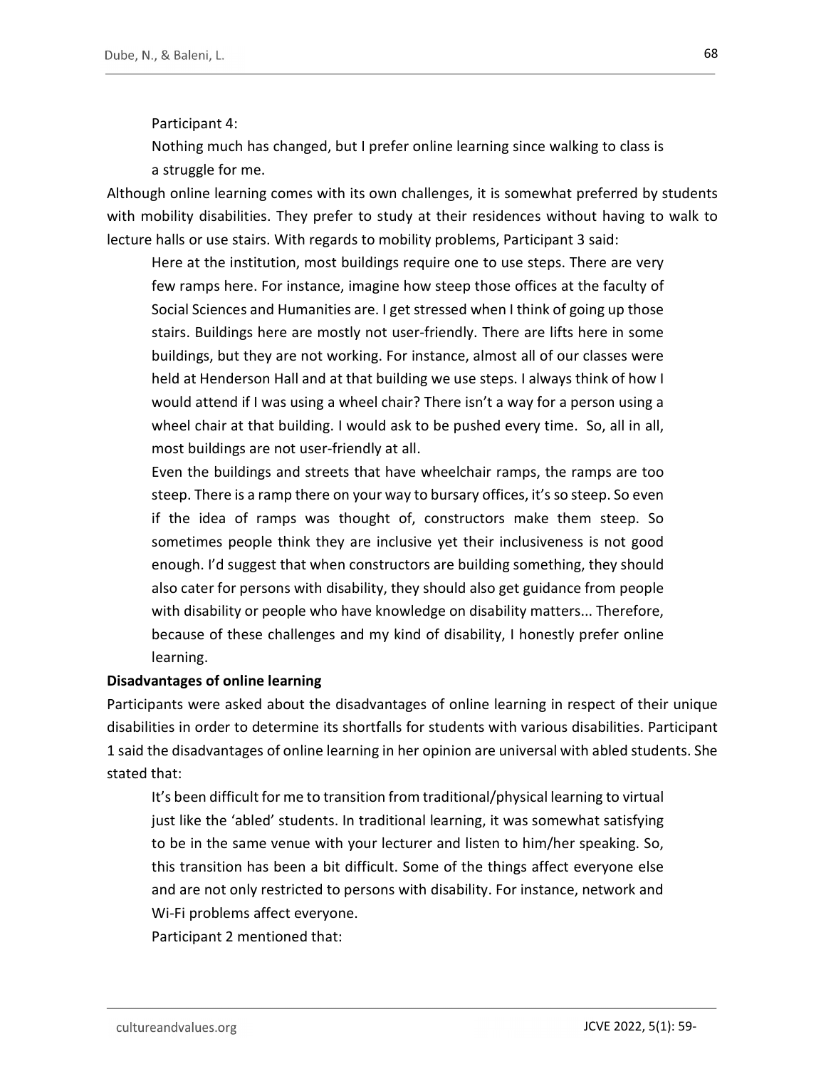Participant 4:

> Nothing much has changed, but I prefer online learning since walking to class is a struggle for me.

Although online learning comes with its own challenges, it is somewhat preferred by students with mobility disabilities. They prefer to study at their residences without having to walk to lecture halls or use stairs. With regards to mobility problems, Participant 3 said:

> Here at the institution, most buildings require one to use steps. There are very few ramps here. For instance, imagine how steep those offices at the faculty of Social Sciences and Humanities are. I get stressed when I think of going up those stairs. Buildings here are mostly not user-friendly. There are lifts here in some buildings, but they are not working. For instance, almost all of our classes were held at Henderson Hall and at that building we use steps. I always think of how I would attend if I was using a wheel chair? There isn't a way for a person using a wheel chair at that building. I would ask to be pushed every time. So, all in all, most buildings are not user-friendly at all.
>
> Even the buildings and streets that have wheelchair ramps, the ramps are too steep. There is a ramp there on your way to bursary offices, it's so steep. So even if the idea of ramps was thought of, constructors make them steep. So sometimes people think they are inclusive yet their inclusiveness is not good enough. I'd suggest that when constructors are building something, they should also cater for persons with disability, they should also get guidance from people with disability or people who have knowledge on disability matters... Therefore, because of these challenges and my kind of disability, I honestly prefer online learning.

**Disadvantages of online learning**

Participants were asked about the disadvantages of online learning in respect of their unique disabilities in order to determine its shortfalls for students with various disabilities. Participant 1 said the disadvantages of online learning in her opinion are universal with abled students. She stated that:

> It's been difficult for me to transition from traditional/physical learning to virtual just like the 'abled' students. In traditional learning, it was somewhat satisfying to be in the same venue with your lecturer and listen to him/her speaking. So, this transition has been a bit difficult. Some of the things affect everyone else and are not only restricted to persons with disability. For instance, network and Wi-Fi problems affect everyone.

Participant 2 mentioned that: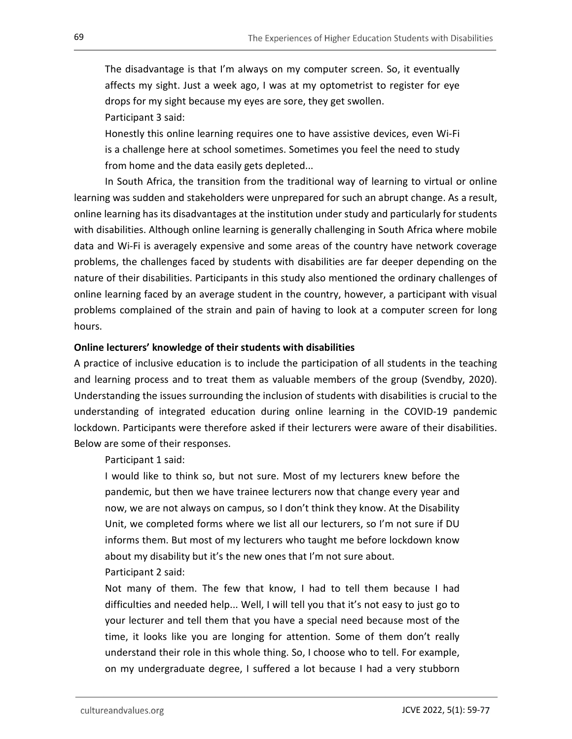> The disadvantage is that I'm always on my computer screen. So, it eventually affects my sight. Just a week ago, I was at my optometrist to register for eye drops for my sight because my eyes are sore, they get swollen.

Participant 3 said:

> Honestly this online learning requires one to have assistive devices, even Wi-Fi is a challenge here at school sometimes. Sometimes you feel the need to study from home and the data easily gets depleted...

In South Africa, the transition from the traditional way of learning to virtual or online learning was sudden and stakeholders were unprepared for such an abrupt change. As a result, online learning has its disadvantages at the institution under study and particularly for students with disabilities. Although online learning is generally challenging in South Africa where mobile data and Wi-Fi is averagely expensive and some areas of the country have network coverage problems, the challenges faced by students with disabilities are far deeper depending on the nature of their disabilities. Participants in this study also mentioned the ordinary challenges of online learning faced by an average student in the country, however, a participant with visual problems complained of the strain and pain of having to look at a computer screen for long hours.

**Online lecturers' knowledge of their students with disabilities**

A practice of inclusive education is to include the participation of all students in the teaching and learning process and to treat them as valuable members of the group (Svendby, 2020). Understanding the issues surrounding the inclusion of students with disabilities is crucial to the understanding of integrated education during online learning in the COVID-19 pandemic lockdown. Participants were therefore asked if their lecturers were aware of their disabilities. Below are some of their responses.

Participant 1 said:

> I would like to think so, but not sure. Most of my lecturers knew before the pandemic, but then we have trainee lecturers now that change every year and now, we are not always on campus, so I don't think they know. At the Disability Unit, we completed forms where we list all our lecturers, so I'm not sure if DU informs them. But most of my lecturers who taught me before lockdown know about my disability but it's the new ones that I'm not sure about.

Participant 2 said:

> Not many of them. The few that know, I had to tell them because I had difficulties and needed help... Well, I will tell you that it's not easy to just go to your lecturer and tell them that you have a special need because most of the time, it looks like you are longing for attention. Some of them don't really understand their role in this whole thing. So, I choose who to tell. For example, on my undergraduate degree, I suffered a lot because I had a very stubborn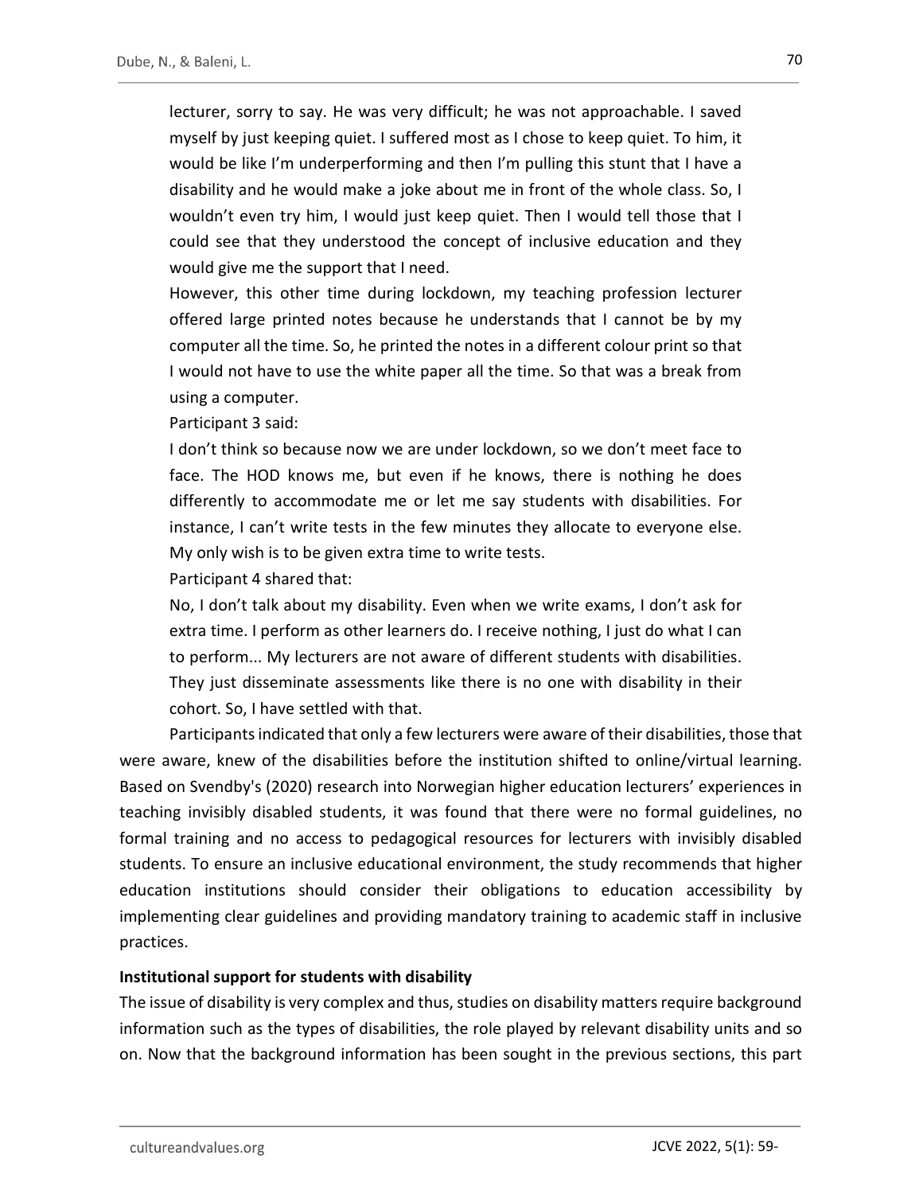> lecturer, sorry to say. He was very difficult; he was not approachable. I saved myself by just keeping quiet. I suffered most as I chose to keep quiet. To him, it would be like I'm underperforming and then I'm pulling this stunt that I have a disability and he would make a joke about me in front of the whole class. So, I wouldn't even try him, I would just keep quiet. Then I would tell those that I could see that they understood the concept of inclusive education and they would give me the support that I need.
>
> However, this other time during lockdown, my teaching profession lecturer offered large printed notes because he understands that I cannot be by my computer all the time. So, he printed the notes in a different colour print so that I would not have to use the white paper all the time. So that was a break from using a computer.

Participant 3 said:

> I don't think so because now we are under lockdown, so we don't meet face to face. The HOD knows me, but even if he knows, there is nothing he does differently to accommodate me or let me say students with disabilities. For instance, I can't write tests in the few minutes they allocate to everyone else. My only wish is to be given extra time to write tests.

Participant 4 shared that:

> No, I don't talk about my disability. Even when we write exams, I don't ask for extra time. I perform as other learners do. I receive nothing, I just do what I can to perform... My lecturers are not aware of different students with disabilities. They just disseminate assessments like there is no one with disability in their cohort. So, I have settled with that.

Participants indicated that only a few lecturers were aware of their disabilities, those that were aware, knew of the disabilities before the institution shifted to online/virtual learning. Based on Svendby's (2020) research into Norwegian higher education lecturers' experiences in teaching invisibly disabled students, it was found that there were no formal guidelines, no formal training and no access to pedagogical resources for lecturers with invisibly disabled students. To ensure an inclusive educational environment, the study recommends that higher education institutions should consider their obligations to education accessibility by implementing clear guidelines and providing mandatory training to academic staff in inclusive practices.

**Institutional support for students with disability**

The issue of disability is very complex and thus, studies on disability matters require background information such as the types of disabilities, the role played by relevant disability units and so on. Now that the background information has been sought in the previous sections, this part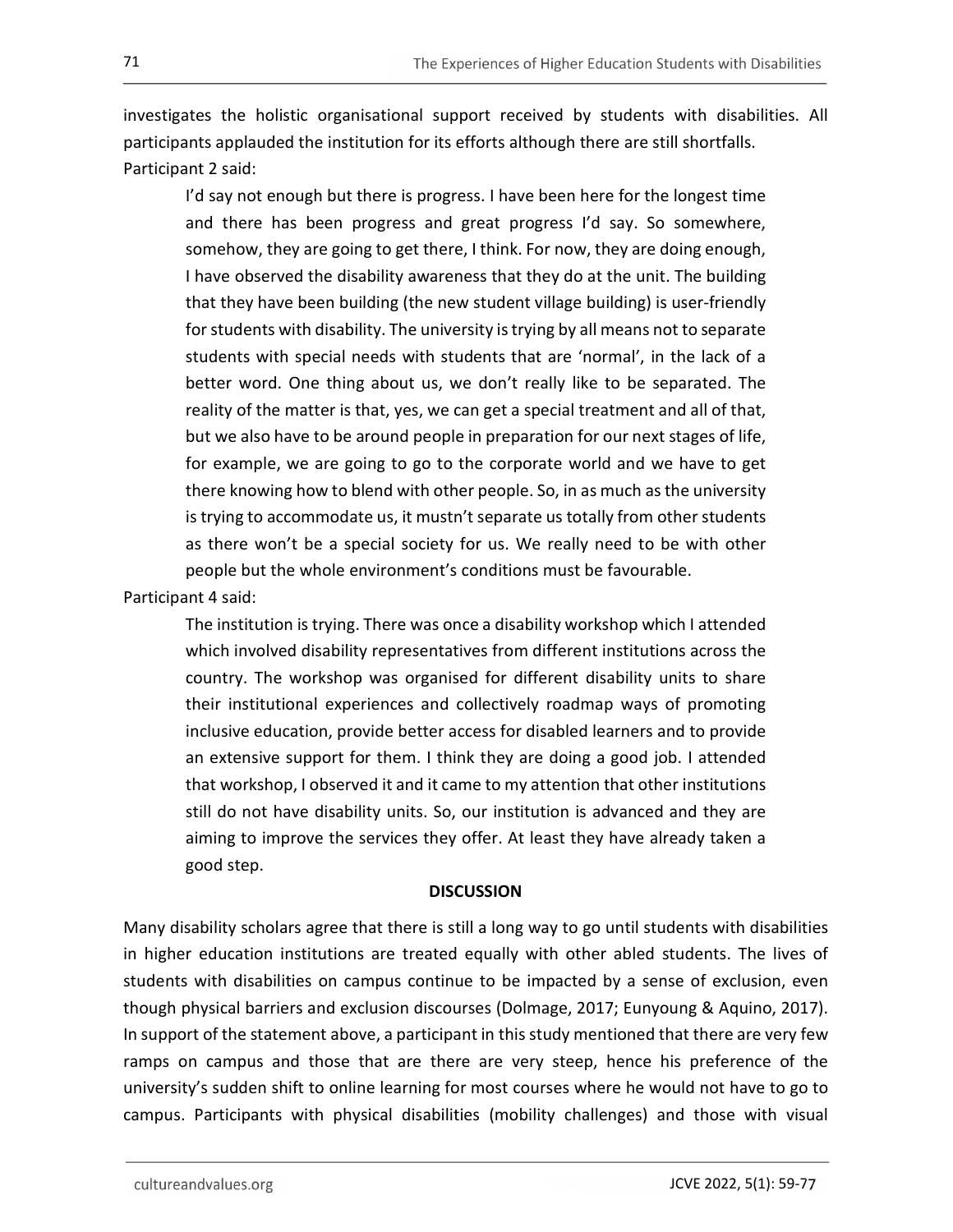investigates the holistic organisational support received by students with disabilities. All participants applauded the institution for its efforts although there are still shortfalls.

Participant 2 said:

> I'd say not enough but there is progress. I have been here for the longest time and there has been progress and great progress I'd say. So somewhere, somehow, they are going to get there, I think. For now, they are doing enough, I have observed the disability awareness that they do at the unit. The building that they have been building (the new student village building) is user-friendly for students with disability. The university is trying by all means not to separate students with special needs with students that are 'normal', in the lack of a better word. One thing about us, we don't really like to be separated. The reality of the matter is that, yes, we can get a special treatment and all of that, but we also have to be around people in preparation for our next stages of life, for example, we are going to go to the corporate world and we have to get there knowing how to blend with other people. So, in as much as the university is trying to accommodate us, it mustn't separate us totally from other students as there won't be a special society for us. We really need to be with other people but the whole environment's conditions must be favourable.

Participant 4 said:

> The institution is trying. There was once a disability workshop which I attended which involved disability representatives from different institutions across the country. The workshop was organised for different disability units to share their institutional experiences and collectively roadmap ways of promoting inclusive education, provide better access for disabled learners and to provide an extensive support for them. I think they are doing a good job. I attended that workshop, I observed it and it came to my attention that other institutions still do not have disability units. So, our institution is advanced and they are aiming to improve the services they offer. At least they have already taken a good step.

## DISCUSSION

Many disability scholars agree that there is still a long way to go until students with disabilities in higher education institutions are treated equally with other abled students. The lives of students with disabilities on campus continue to be impacted by a sense of exclusion, even though physical barriers and exclusion discourses (Dolmage, 2017; Eunyoung & Aquino, 2017). In support of the statement above, a participant in this study mentioned that there are very few ramps on campus and those that are there are very steep, hence his preference of the university's sudden shift to online learning for most courses where he would not have to go to campus. Participants with physical disabilities (mobility challenges) and those with visual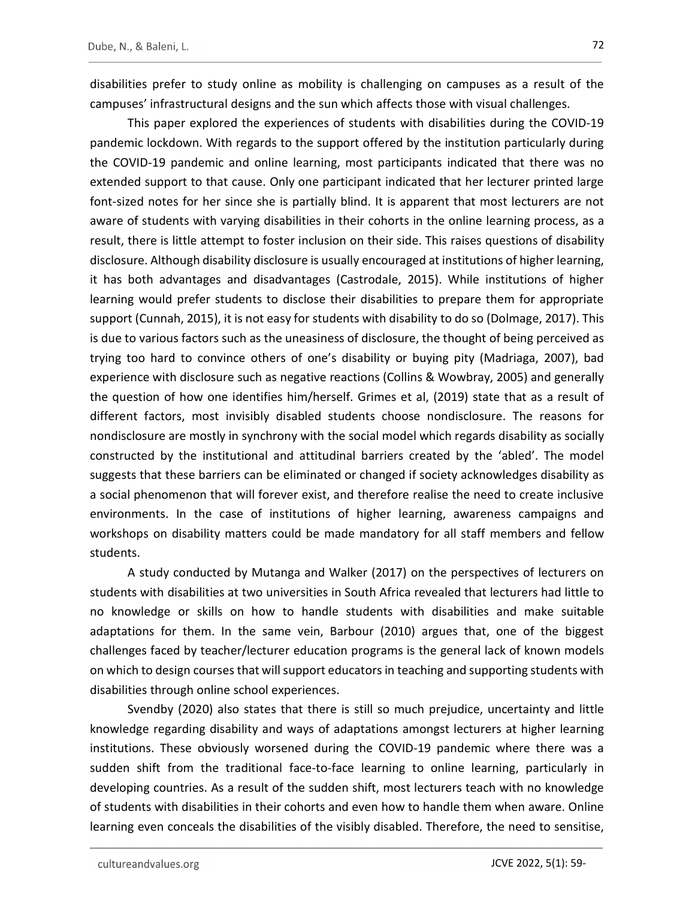disabilities prefer to study online as mobility is challenging on campuses as a result of the campuses' infrastructural designs and the sun which affects those with visual challenges.

This paper explored the experiences of students with disabilities during the COVID-19 pandemic lockdown. With regards to the support offered by the institution particularly during the COVID-19 pandemic and online learning, most participants indicated that there was no extended support to that cause. Only one participant indicated that her lecturer printed large font-sized notes for her since she is partially blind. It is apparent that most lecturers are not aware of students with varying disabilities in their cohorts in the online learning process, as a result, there is little attempt to foster inclusion on their side. This raises questions of disability disclosure. Although disability disclosure is usually encouraged at institutions of higher learning, it has both advantages and disadvantages (Castrodale, 2015). While institutions of higher learning would prefer students to disclose their disabilities to prepare them for appropriate support (Cunnah, 2015), it is not easy for students with disability to do so (Dolmage, 2017). This is due to various factors such as the uneasiness of disclosure, the thought of being perceived as trying too hard to convince others of one's disability or buying pity (Madriaga, 2007), bad experience with disclosure such as negative reactions (Collins & Wowbray, 2005) and generally the question of how one identifies him/herself. Grimes et al, (2019) state that as a result of different factors, most invisibly disabled students choose nondisclosure. The reasons for nondisclosure are mostly in synchrony with the social model which regards disability as socially constructed by the institutional and attitudinal barriers created by the 'abled'. The model suggests that these barriers can be eliminated or changed if society acknowledges disability as a social phenomenon that will forever exist, and therefore realise the need to create inclusive environments. In the case of institutions of higher learning, awareness campaigns and workshops on disability matters could be made mandatory for all staff members and fellow students.

A study conducted by Mutanga and Walker (2017) on the perspectives of lecturers on students with disabilities at two universities in South Africa revealed that lecturers had little to no knowledge or skills on how to handle students with disabilities and make suitable adaptations for them. In the same vein, Barbour (2010) argues that, one of the biggest challenges faced by teacher/lecturer education programs is the general lack of known models on which to design courses that will support educators in teaching and supporting students with disabilities through online school experiences.

Svendby (2020) also states that there is still so much prejudice, uncertainty and little knowledge regarding disability and ways of adaptations amongst lecturers at higher learning institutions. These obviously worsened during the COVID-19 pandemic where there was a sudden shift from the traditional face-to-face learning to online learning, particularly in developing countries. As a result of the sudden shift, most lecturers teach with no knowledge of students with disabilities in their cohorts and even how to handle them when aware. Online learning even conceals the disabilities of the visibly disabled. Therefore, the need to sensitise,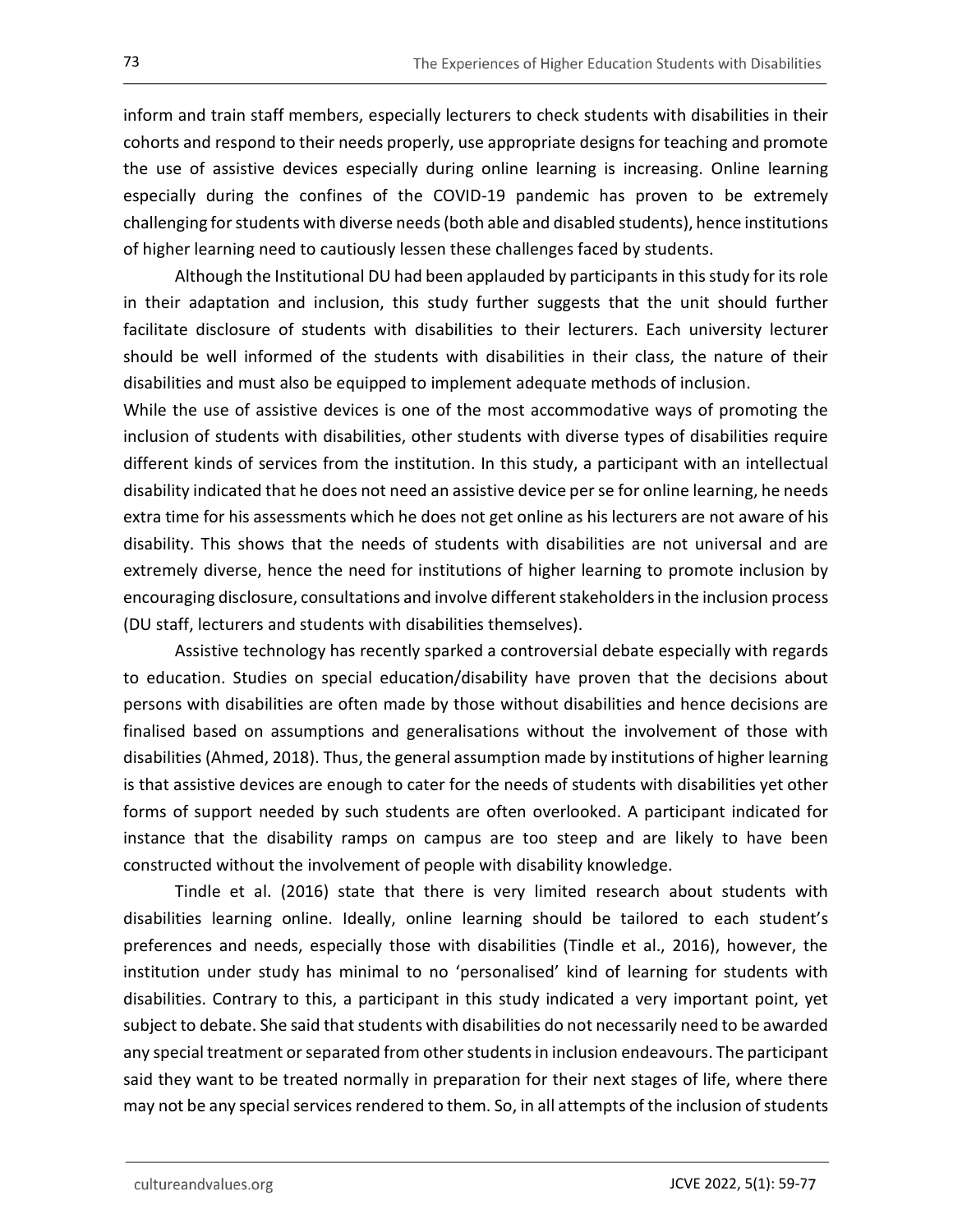inform and train staff members, especially lecturers to check students with disabilities in their cohorts and respond to their needs properly, use appropriate designs for teaching and promote the use of assistive devices especially during online learning is increasing. Online learning especially during the confines of the COVID-19 pandemic has proven to be extremely challenging for students with diverse needs (both able and disabled students), hence institutions of higher learning need to cautiously lessen these challenges faced by students.

Although the Institutional DU had been applauded by participants in this study for its role in their adaptation and inclusion, this study further suggests that the unit should further facilitate disclosure of students with disabilities to their lecturers. Each university lecturer should be well informed of the students with disabilities in their class, the nature of their disabilities and must also be equipped to implement adequate methods of inclusion.

While the use of assistive devices is one of the most accommodative ways of promoting the inclusion of students with disabilities, other students with diverse types of disabilities require different kinds of services from the institution. In this study, a participant with an intellectual disability indicated that he does not need an assistive device per se for online learning, he needs extra time for his assessments which he does not get online as his lecturers are not aware of his disability. This shows that the needs of students with disabilities are not universal and are extremely diverse, hence the need for institutions of higher learning to promote inclusion by encouraging disclosure, consultations and involve different stakeholders in the inclusion process (DU staff, lecturers and students with disabilities themselves).

Assistive technology has recently sparked a controversial debate especially with regards to education. Studies on special education/disability have proven that the decisions about persons with disabilities are often made by those without disabilities and hence decisions are finalised based on assumptions and generalisations without the involvement of those with disabilities (Ahmed, 2018). Thus, the general assumption made by institutions of higher learning is that assistive devices are enough to cater for the needs of students with disabilities yet other forms of support needed by such students are often overlooked. A participant indicated for instance that the disability ramps on campus are too steep and are likely to have been constructed without the involvement of people with disability knowledge.

Tindle et al. (2016) state that there is very limited research about students with disabilities learning online. Ideally, online learning should be tailored to each student's preferences and needs, especially those with disabilities (Tindle et al., 2016), however, the institution under study has minimal to no 'personalised' kind of learning for students with disabilities. Contrary to this, a participant in this study indicated a very important point, yet subject to debate. She said that students with disabilities do not necessarily need to be awarded any special treatment or separated from other students in inclusion endeavours. The participant said they want to be treated normally in preparation for their next stages of life, where there may not be any special services rendered to them. So, in all attempts of the inclusion of students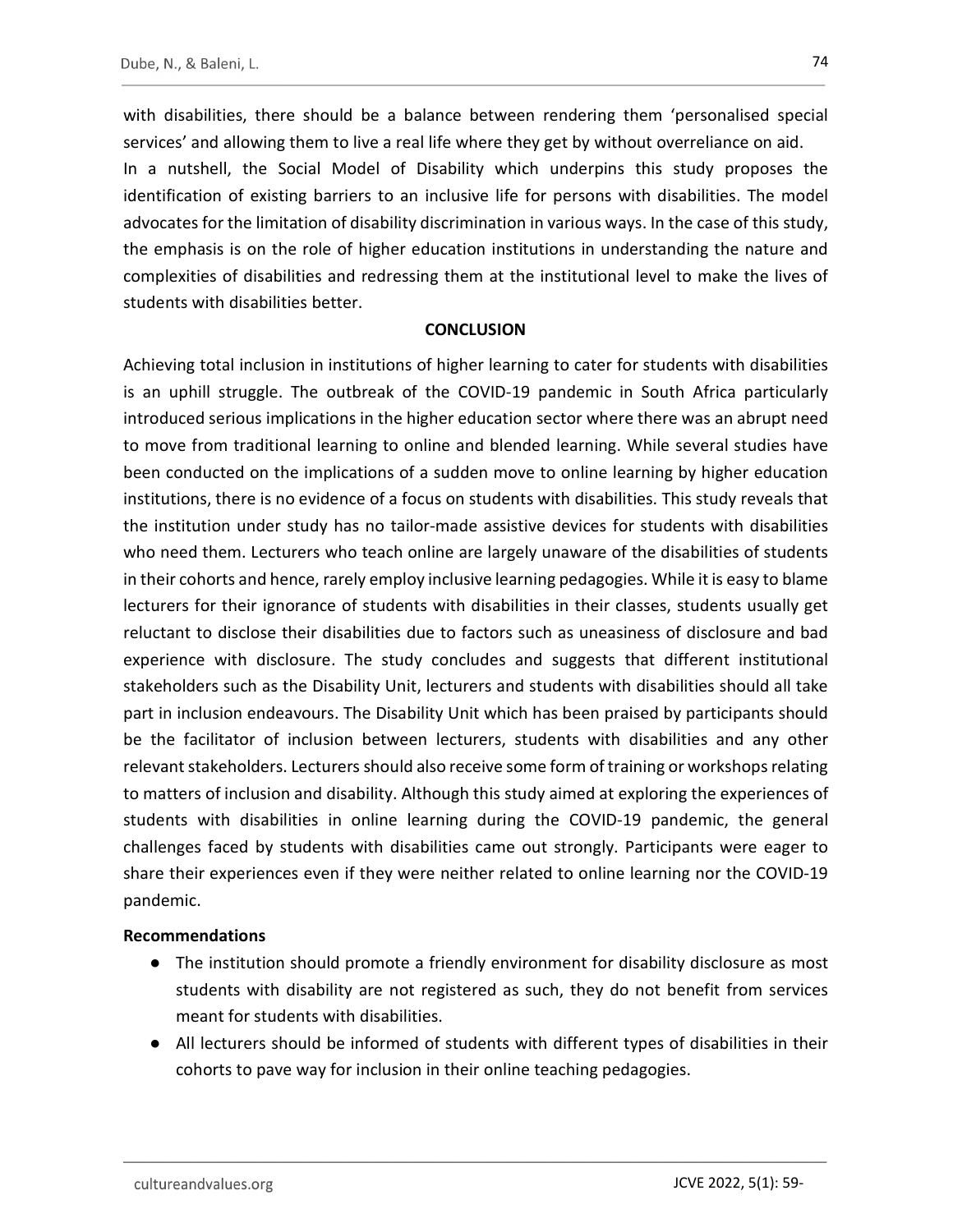with disabilities, there should be a balance between rendering them 'personalised special services' and allowing them to live a real life where they get by without overreliance on aid.

In a nutshell, the Social Model of Disability which underpins this study proposes the identification of existing barriers to an inclusive life for persons with disabilities. The model advocates for the limitation of disability discrimination in various ways. In the case of this study, the emphasis is on the role of higher education institutions in understanding the nature and complexities of disabilities and redressing them at the institutional level to make the lives of students with disabilities better.

## CONCLUSION

Achieving total inclusion in institutions of higher learning to cater for students with disabilities is an uphill struggle. The outbreak of the COVID-19 pandemic in South Africa particularly introduced serious implications in the higher education sector where there was an abrupt need to move from traditional learning to online and blended learning. While several studies have been conducted on the implications of a sudden move to online learning by higher education institutions, there is no evidence of a focus on students with disabilities. This study reveals that the institution under study has no tailor-made assistive devices for students with disabilities who need them. Lecturers who teach online are largely unaware of the disabilities of students in their cohorts and hence, rarely employ inclusive learning pedagogies. While it is easy to blame lecturers for their ignorance of students with disabilities in their classes, students usually get reluctant to disclose their disabilities due to factors such as uneasiness of disclosure and bad experience with disclosure. The study concludes and suggests that different institutional stakeholders such as the Disability Unit, lecturers and students with disabilities should all take part in inclusion endeavours. The Disability Unit which has been praised by participants should be the facilitator of inclusion between lecturers, students with disabilities and any other relevant stakeholders. Lecturers should also receive some form of training or workshops relating to matters of inclusion and disability. Although this study aimed at exploring the experiences of students with disabilities in online learning during the COVID-19 pandemic, the general challenges faced by students with disabilities came out strongly. Participants were eager to share their experiences even if they were neither related to online learning nor the COVID-19 pandemic.

### Recommendations

- The institution should promote a friendly environment for disability disclosure as most students with disability are not registered as such, they do not benefit from services meant for students with disabilities.
- All lecturers should be informed of students with different types of disabilities in their cohorts to pave way for inclusion in their online teaching pedagogies.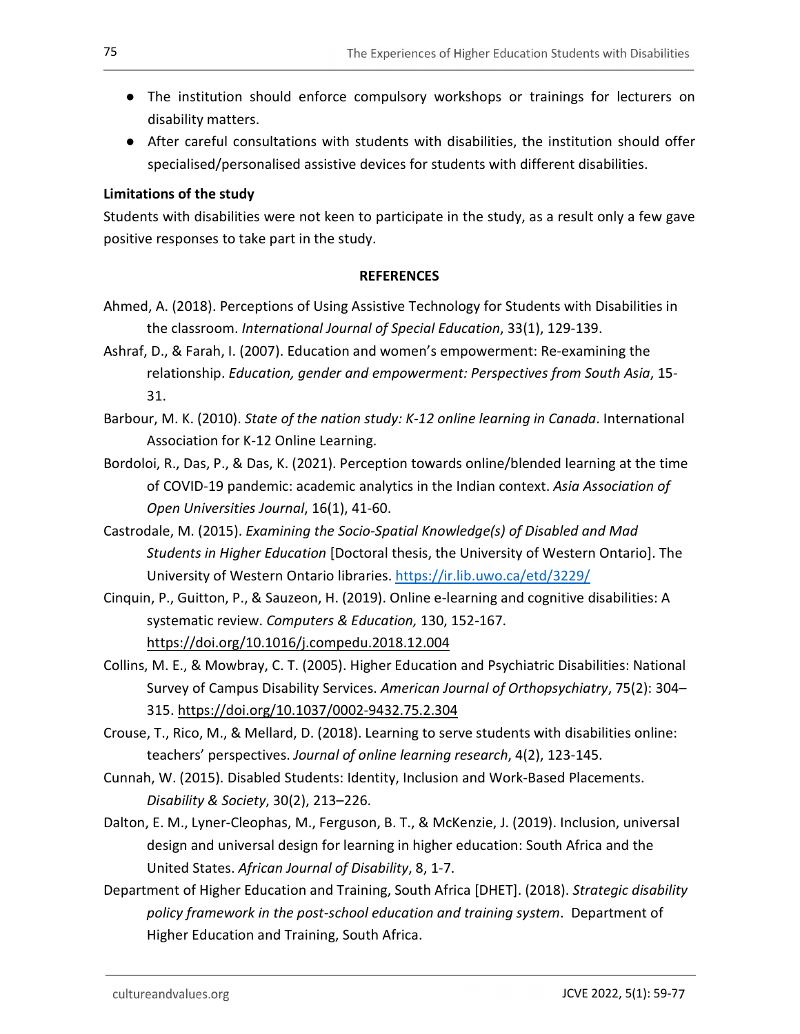- The institution should enforce compulsory workshops or trainings for lecturers on disability matters.
- After careful consultations with students with disabilities, the institution should offer specialised/personalised assistive devices for students with different disabilities.

**Limitations of the study**

Students with disabilities were not keen to participate in the study, as a result only a few gave positive responses to take part in the study.

## REFERENCES

Ahmed, A. (2018). Perceptions of Using Assistive Technology for Students with Disabilities in the classroom. *International Journal of Special Education*, 33(1), 129-139.

Ashraf, D., & Farah, I. (2007). Education and women's empowerment: Re-examining the relationship. *Education, gender and empowerment: Perspectives from South Asia*, 15-31.

Barbour, M. K. (2010). *State of the nation study: K-12 online learning in Canada*. International Association for K-12 Online Learning.

Bordoloi, R., Das, P., & Das, K. (2021). Perception towards online/blended learning at the time of COVID-19 pandemic: academic analytics in the Indian context. *Asia Association of Open Universities Journal*, 16(1), 41-60.

Castrodale, M. (2015). *Examining the Socio-Spatial Knowledge(s) of Disabled and Mad Students in Higher Education* [Doctoral thesis, the University of Western Ontario]. The University of Western Ontario libraries. https://ir.lib.uwo.ca/etd/3229/

Cinquin, P., Guitton, P., & Sauzeon, H. (2019). Online e-learning and cognitive disabilities: A systematic review. *Computers & Education,* 130, 152-167. https://doi.org/10.1016/j.compedu.2018.12.004

Collins, M. E., & Mowbray, C. T. (2005). Higher Education and Psychiatric Disabilities: National Survey of Campus Disability Services. *American Journal of Orthopsychiatry*, 75(2): 304–315. https://doi.org/10.1037/0002-9432.75.2.304

Crouse, T., Rico, M., & Mellard, D. (2018). Learning to serve students with disabilities online: teachers' perspectives. *Journal of online learning research*, 4(2), 123-145.

Cunnah, W. (2015). Disabled Students: Identity, Inclusion and Work-Based Placements. *Disability & Society*, 30(2), 213–226.

Dalton, E. M., Lyner-Cleophas, M., Ferguson, B. T., & McKenzie, J. (2019). Inclusion, universal design and universal design for learning in higher education: South Africa and the United States. *African Journal of Disability*, 8, 1-7.

Department of Higher Education and Training, South Africa [DHET]. (2018). *Strategic disability policy framework in the post-school education and training system*. Department of Higher Education and Training, South Africa.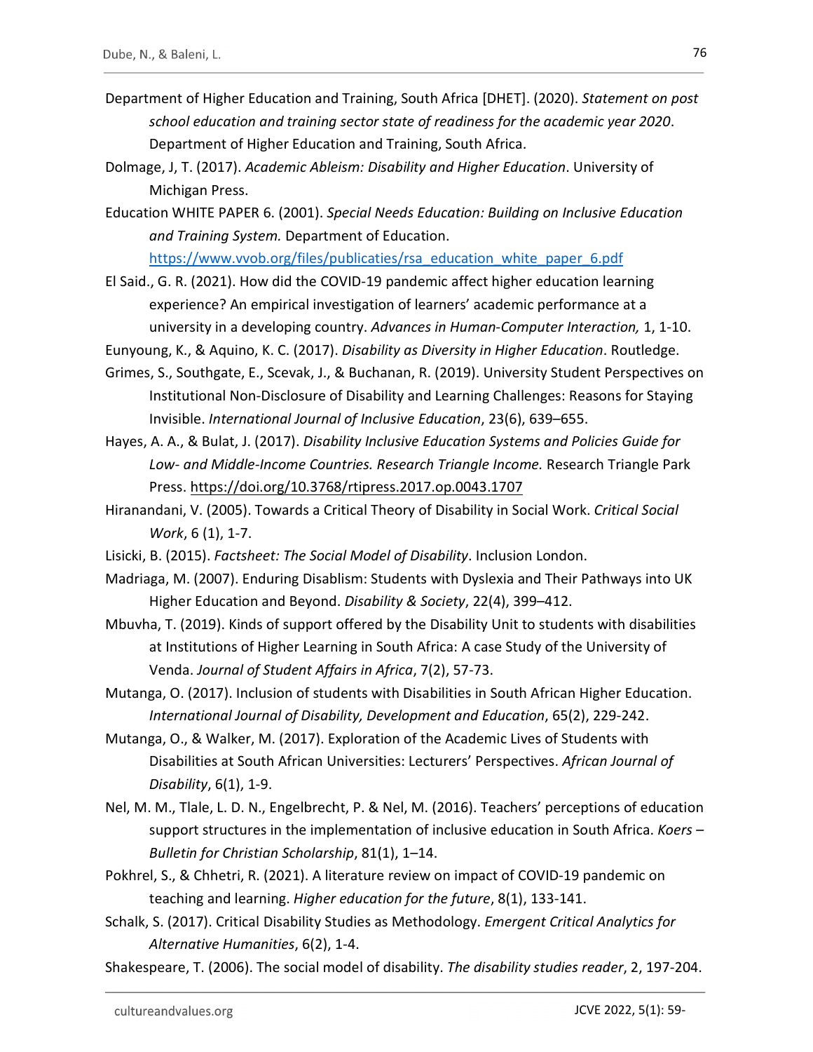Department of Higher Education and Training, South Africa [DHET]. (2020). *Statement on post school education and training sector state of readiness for the academic year 2020*. Department of Higher Education and Training, South Africa.

Dolmage, J, T. (2017). *Academic Ableism: Disability and Higher Education*. University of Michigan Press.

Education WHITE PAPER 6. (2001). *Special Needs Education: Building on Inclusive Education and Training System.* Department of Education. [https://www.vvob.org/files/publicaties/rsa_education_white_paper_6.pdf](https://www.vvob.org/files/publicaties/rsa_education_white_paper_6.pdf)

El Said., G. R. (2021). How did the COVID-19 pandemic affect higher education learning experience? An empirical investigation of learners' academic performance at a university in a developing country. *Advances in Human-Computer Interaction,* 1, 1-10.

Eunyoung, K., & Aquino, K. C. (2017). *Disability as Diversity in Higher Education*. Routledge.

Grimes, S., Southgate, E., Scevak, J., & Buchanan, R. (2019). University Student Perspectives on Institutional Non-Disclosure of Disability and Learning Challenges: Reasons for Staying Invisible. *International Journal of Inclusive Education*, 23(6), 639–655.

Hayes, A. A., & Bulat, J. (2017). *Disability Inclusive Education Systems and Policies Guide for Low- and Middle-Income Countries. Research Triangle Income.* Research Triangle Park Press. https://doi.org/10.3768/rtipress.2017.op.0043.1707

Hiranandani, V. (2005). Towards a Critical Theory of Disability in Social Work. *Critical Social Work*, 6 (1), 1-7.

Lisicki, B. (2015). *Factsheet: The Social Model of Disability*. Inclusion London.

Madriaga, M. (2007). Enduring Disablism: Students with Dyslexia and Their Pathways into UK Higher Education and Beyond. *Disability & Society*, 22(4), 399–412.

Mbuvha, T. (2019). Kinds of support offered by the Disability Unit to students with disabilities at Institutions of Higher Learning in South Africa: A case Study of the University of Venda. *Journal of Student Affairs in Africa*, 7(2), 57-73.

Mutanga, O. (2017). Inclusion of students with Disabilities in South African Higher Education. *International Journal of Disability, Development and Education*, 65(2), 229-242.

Mutanga, O., & Walker, M. (2017). Exploration of the Academic Lives of Students with Disabilities at South African Universities: Lecturers' Perspectives. *African Journal of Disability*, 6(1), 1-9.

Nel, M. M., Tlale, L. D. N., Engelbrecht, P. & Nel, M. (2016). Teachers' perceptions of education support structures in the implementation of inclusive education in South Africa. *Koers – Bulletin for Christian Scholarship*, 81(1), 1–14.

Pokhrel, S., & Chhetri, R. (2021). A literature review on impact of COVID-19 pandemic on teaching and learning. *Higher education for the future*, 8(1), 133-141.

Schalk, S. (2017). Critical Disability Studies as Methodology. *Emergent Critical Analytics for Alternative Humanities*, 6(2), 1-4.

Shakespeare, T. (2006). The social model of disability. *The disability studies reader*, 2, 197-204.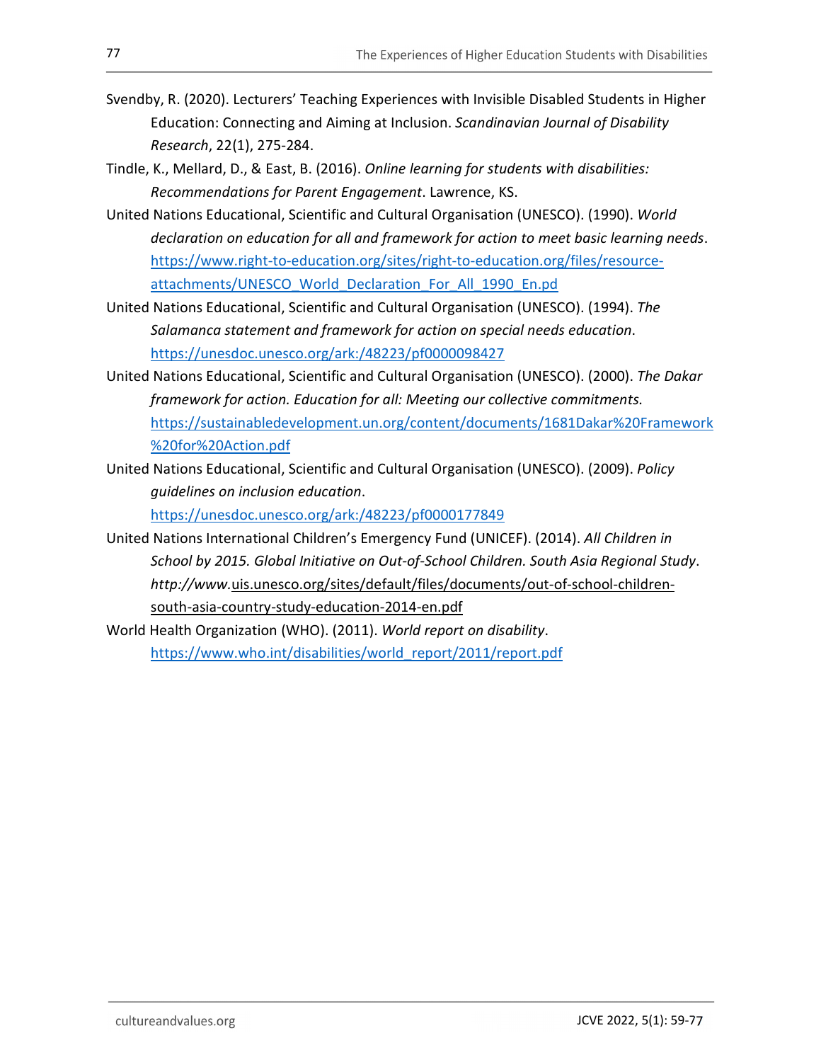Svendby, R. (2020). Lecturers' Teaching Experiences with Invisible Disabled Students in Higher Education: Connecting and Aiming at Inclusion. *Scandinavian Journal of Disability Research*, 22(1), 275-284.

Tindle, K., Mellard, D., & East, B. (2016). *Online learning for students with disabilities: Recommendations for Parent Engagement*. Lawrence, KS.

United Nations Educational, Scientific and Cultural Organisation (UNESCO). (1990). *World declaration on education for all and framework for action to meet basic learning needs*. https://www.right-to-education.org/sites/right-to-education.org/files/resource-attachments/UNESCO_World_Declaration_For_All_1990_En.pd

United Nations Educational, Scientific and Cultural Organisation (UNESCO). (1994). *The Salamanca statement and framework for action on special needs education*. https://unesdoc.unesco.org/ark:/48223/pf0000098427

United Nations Educational, Scientific and Cultural Organisation (UNESCO). (2000). *The Dakar framework for action. Education for all: Meeting our collective commitments.* https://sustainabledevelopment.un.org/content/documents/1681Dakar%20Framework%20for%20Action.pdf

United Nations Educational, Scientific and Cultural Organisation (UNESCO). (2009). *Policy guidelines on inclusion education*. https://unesdoc.unesco.org/ark:/48223/pf0000177849

United Nations International Children's Emergency Fund (UNICEF). (2014). *All Children in School by 2015. Global Initiative on Out-of-School Children. South Asia Regional Study*. *http://www.*uis.unesco.org/sites/default/files/documents/out-of-school-children-south-asia-country-study-education-2014-en.pdf

World Health Organization (WHO). (2011). *World report on disability*. https://www.who.int/disabilities/world_report/2011/report.pdf